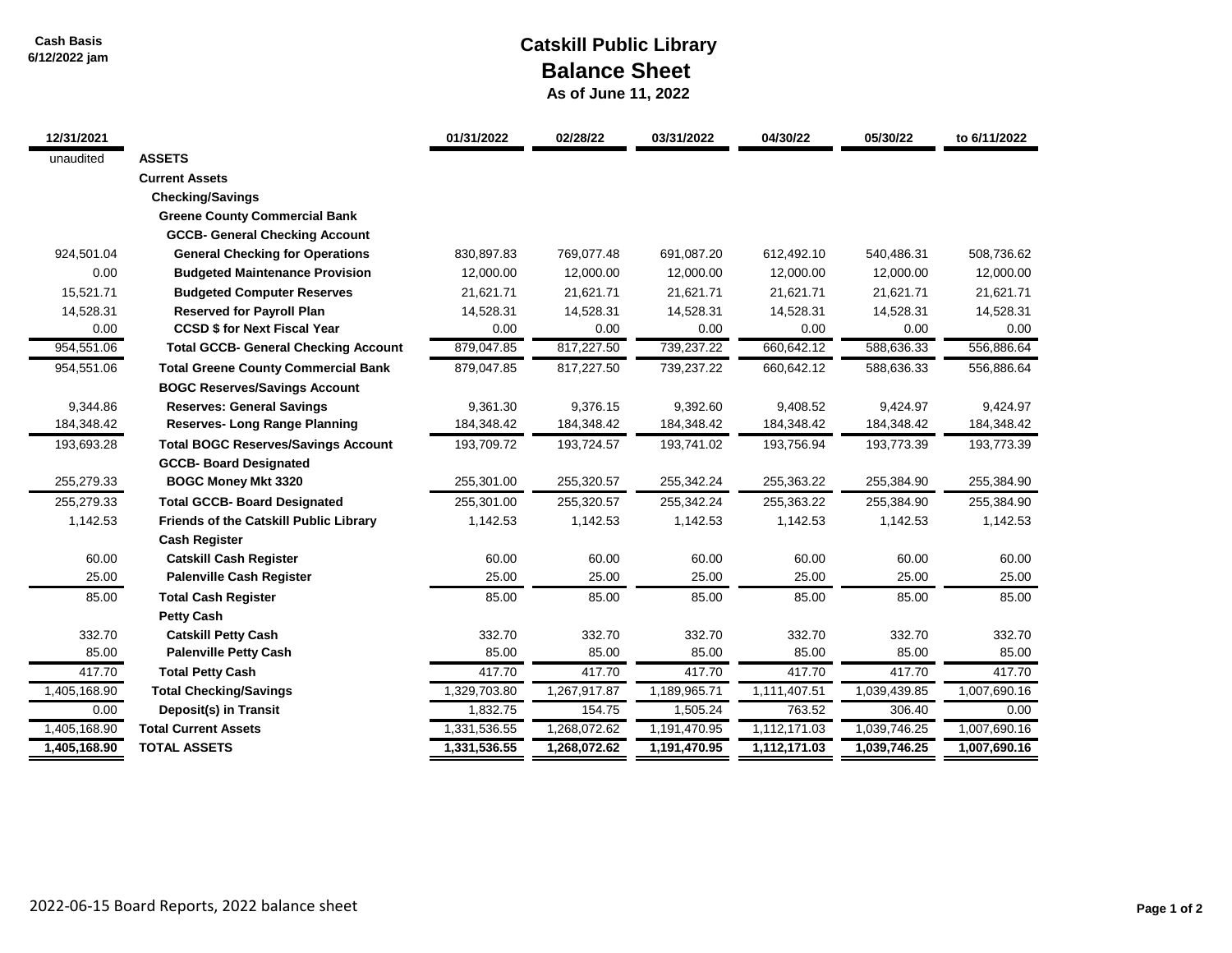Cash Basis
6/12/2022 jam

# Catskill Public Library
## Balance Sheet
### As of June 11, 2022

| 12/31/2021 | | 01/31/2022 | 02/28/22 | 03/31/2022 | 04/30/22 | 05/30/22 | to 6/11/2022 |
|---|---|---|---|---|---|---|---|
| unaudited | **ASSETS** | | | | | | |
| | **Current Assets** | | | | | | |
| | **Checking/Savings** | | | | | | |
| | **Greene County Commercial Bank** | | | | | | |
| | **GCCB- General Checking Account** | | | | | | |
| 924,501.04 | **General Checking for Operations** | 830,897.83 | 769,077.48 | 691,087.20 | 612,492.10 | 540,486.31 | 508,736.62 |
| 0.00 | **Budgeted Maintenance Provision** | 12,000.00 | 12,000.00 | 12,000.00 | 12,000.00 | 12,000.00 | 12,000.00 |
| 15,521.71 | **Budgeted Computer Reserves** | 21,621.71 | 21,621.71 | 21,621.71 | 21,621.71 | 21,621.71 | 21,621.71 |
| 14,528.31 | **Reserved for Payroll Plan** | 14,528.31 | 14,528.31 | 14,528.31 | 14,528.31 | 14,528.31 | 14,528.31 |
| 0.00 | **CCSD $ for Next Fiscal Year** | 0.00 | 0.00 | 0.00 | 0.00 | 0.00 | 0.00 |
| 954,551.06 | **Total GCCB- General Checking Account** | 879,047.85 | 817,227.50 | 739,237.22 | 660,642.12 | 588,636.33 | 556,886.64 |
| 954,551.06 | **Total Greene County Commercial Bank** | 879,047.85 | 817,227.50 | 739,237.22 | 660,642.12 | 588,636.33 | 556,886.64 |
| | **BOGC Reserves/Savings Account** | | | | | | |
| 9,344.86 | **Reserves: General Savings** | 9,361.30 | 9,376.15 | 9,392.60 | 9,408.52 | 9,424.97 | 9,424.97 |
| 184,348.42 | **Reserves- Long Range Planning** | 184,348.42 | 184,348.42 | 184,348.42 | 184,348.42 | 184,348.42 | 184,348.42 |
| 193,693.28 | **Total BOGC Reserves/Savings Account** | 193,709.72 | 193,724.57 | 193,741.02 | 193,756.94 | 193,773.39 | 193,773.39 |
| | **GCCB- Board Designated** | | | | | | |
| 255,279.33 | **BOGC Money Mkt 3320** | 255,301.00 | 255,320.57 | 255,342.24 | 255,363.22 | 255,384.90 | 255,384.90 |
| 255,279.33 | **Total GCCB- Board Designated** | 255,301.00 | 255,320.57 | 255,342.24 | 255,363.22 | 255,384.90 | 255,384.90 |
| 1,142.53 | **Friends of the Catskill Public Library** | 1,142.53 | 1,142.53 | 1,142.53 | 1,142.53 | 1,142.53 | 1,142.53 |
| | **Cash Register** | | | | | | |
| 60.00 | **Catskill Cash Register** | 60.00 | 60.00 | 60.00 | 60.00 | 60.00 | 60.00 |
| 25.00 | **Palenville Cash Register** | 25.00 | 25.00 | 25.00 | 25.00 | 25.00 | 25.00 |
| 85.00 | **Total Cash Register** | 85.00 | 85.00 | 85.00 | 85.00 | 85.00 | 85.00 |
| | **Petty Cash** | | | | | | |
| 332.70 | **Catskill Petty Cash** | 332.70 | 332.70 | 332.70 | 332.70 | 332.70 | 332.70 |
| 85.00 | **Palenville Petty Cash** | 85.00 | 85.00 | 85.00 | 85.00 | 85.00 | 85.00 |
| 417.70 | **Total Petty Cash** | 417.70 | 417.70 | 417.70 | 417.70 | 417.70 | 417.70 |
| 1,405,168.90 | **Total Checking/Savings** | 1,329,703.80 | 1,267,917.87 | 1,189,965.71 | 1,111,407.51 | 1,039,439.85 | 1,007,690.16 |
| 0.00 | **Deposit(s) in Transit** | 1,832.75 | 154.75 | 1,505.24 | 763.52 | 306.40 | 0.00 |
| 1,405,168.90 | **Total Current Assets** | 1,331,536.55 | 1,268,072.62 | 1,191,470.95 | 1,112,171.03 | 1,039,746.25 | 1,007,690.16 |
| **1,405,168.90** | **TOTAL ASSETS** | **1,331,536.55** | **1,268,072.62** | **1,191,470.95** | **1,112,171.03** | **1,039,746.25** | **1,007,690.16** |

2022-06-15 Board Reports, 2022 balance sheet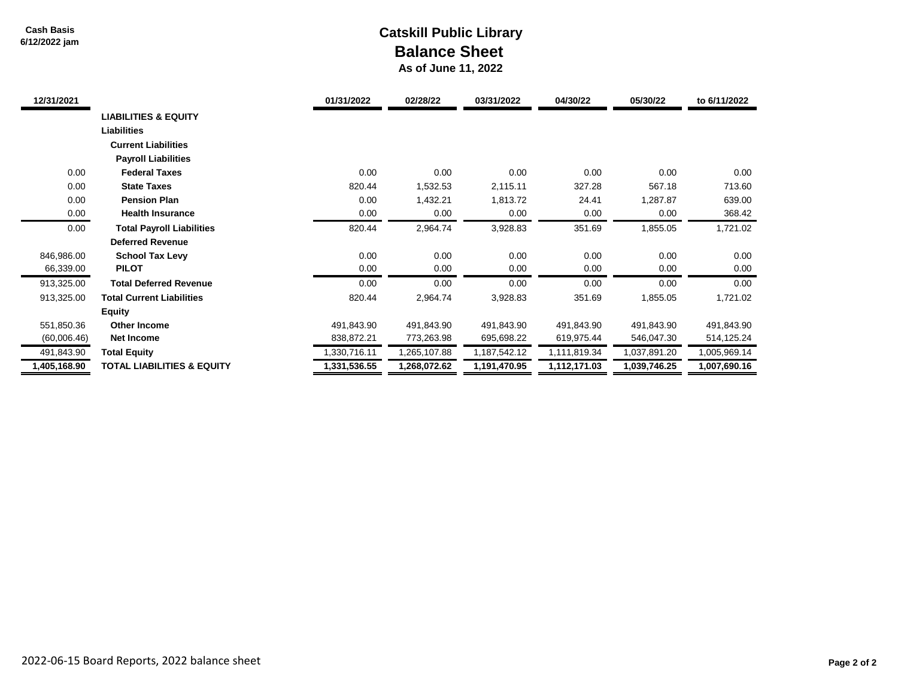Cash Basis
6/12/2022 jam

# Catskill Public Library
## Balance Sheet
### As of June 11, 2022

| 12/31/2021 | | 01/31/2022 | 02/28/22 | 03/31/2022 | 04/30/22 | 05/30/22 | to 6/11/2022 |
|---|---|---|---|---|---|---|---|
| | **LIABILITIES & EQUITY** | | | | | | |
| | **Liabilities** | | | | | | |
| | **Current Liabilities** | | | | | | |
| | **Payroll Liabilities** | | | | | | |
| 0.00 | **Federal Taxes** | 0.00 | 0.00 | 0.00 | 0.00 | 0.00 | 0.00 |
| 0.00 | **State Taxes** | 820.44 | 1,532.53 | 2,115.11 | 327.28 | 567.18 | 713.60 |
| 0.00 | **Pension Plan** | 0.00 | 1,432.21 | 1,813.72 | 24.41 | 1,287.87 | 639.00 |
| 0.00 | **Health Insurance** | 0.00 | 0.00 | 0.00 | 0.00 | 0.00 | 368.42 |
| 0.00 | **Total Payroll Liabilities** | 820.44 | 2,964.74 | 3,928.83 | 351.69 | 1,855.05 | 1,721.02 |
| | **Deferred Revenue** | | | | | | |
| 846,986.00 | **School Tax Levy** | 0.00 | 0.00 | 0.00 | 0.00 | 0.00 | 0.00 |
| 66,339.00 | **PILOT** | 0.00 | 0.00 | 0.00 | 0.00 | 0.00 | 0.00 |
| 913,325.00 | **Total Deferred Revenue** | 0.00 | 0.00 | 0.00 | 0.00 | 0.00 | 0.00 |
| 913,325.00 | **Total Current Liabilities** | 820.44 | 2,964.74 | 3,928.83 | 351.69 | 1,855.05 | 1,721.02 |
| | **Equity** | | | | | | |
| 551,850.36 | **Other Income** | 491,843.90 | 491,843.90 | 491,843.90 | 491,843.90 | 491,843.90 | 491,843.90 |
| (60,006.46) | **Net Income** | 838,872.21 | 773,263.98 | 695,698.22 | 619,975.44 | 546,047.30 | 514,125.24 |
| 491,843.90 | **Total Equity** | 1,330,716.11 | 1,265,107.88 | 1,187,542.12 | 1,111,819.34 | 1,037,891.20 | 1,005,969.14 |
| **1,405,168.90** | **TOTAL LIABILITIES & EQUITY** | **1,331,536.55** | **1,268,072.62** | **1,191,470.95** | **1,112,171.03** | **1,039,746.25** | **1,007,690.16** |

2022-06-15 Board Reports, 2022 balance sheet